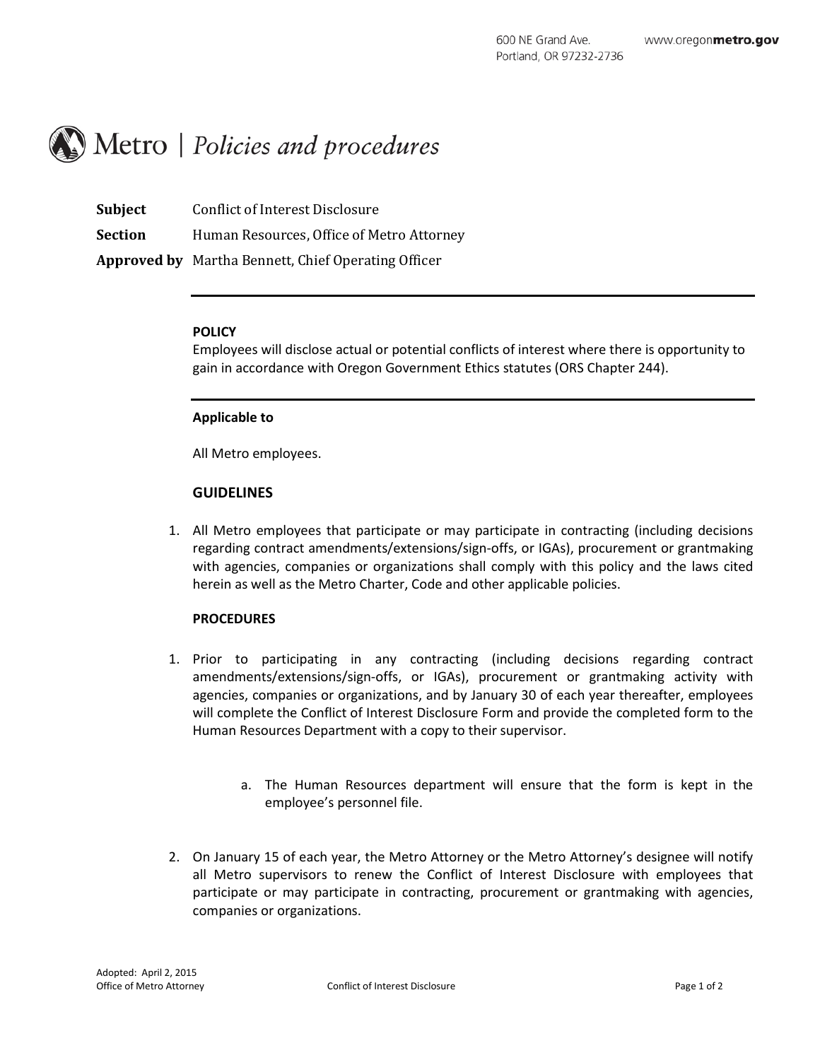600 NE Grand Ave.
Portland, OR 97232-2736

www.oregonmetro.gov

# Metro | *Policies and procedures*

**Subject** Conflict of Interest Disclosure

**Section** Human Resources, Office of Metro Attorney

**Approved by** Martha Bennett, Chief Operating Officer

---

**POLICY**

Employees will disclose actual or potential conflicts of interest where there is opportunity to gain in accordance with Oregon Government Ethics statutes (ORS Chapter 244).

---

**Applicable to**

All Metro employees.

## GUIDELINES

1. All Metro employees that participate or may participate in contracting (including decisions regarding contract amendments/extensions/sign-offs, or IGAs), procurement or grantmaking with agencies, companies or organizations shall comply with this policy and the laws cited herein as well as the Metro Charter, Code and other applicable policies.

**PROCEDURES**

1. Prior to participating in any contracting (including decisions regarding contract amendments/extensions/sign-offs, or IGAs), procurement or grantmaking activity with agencies, companies or organizations, and by January 30 of each year thereafter, employees will complete the Conflict of Interest Disclosure Form and provide the completed form to the Human Resources Department with a copy to their supervisor.

    a. The Human Resources department will ensure that the form is kept in the employee's personnel file.

2. On January 15 of each year, the Metro Attorney or the Metro Attorney's designee will notify all Metro supervisors to renew the Conflict of Interest Disclosure with employees that participate or may participate in contracting, procurement or grantmaking with agencies, companies or organizations.

Adopted: April 2, 2015
Office of Metro Attorney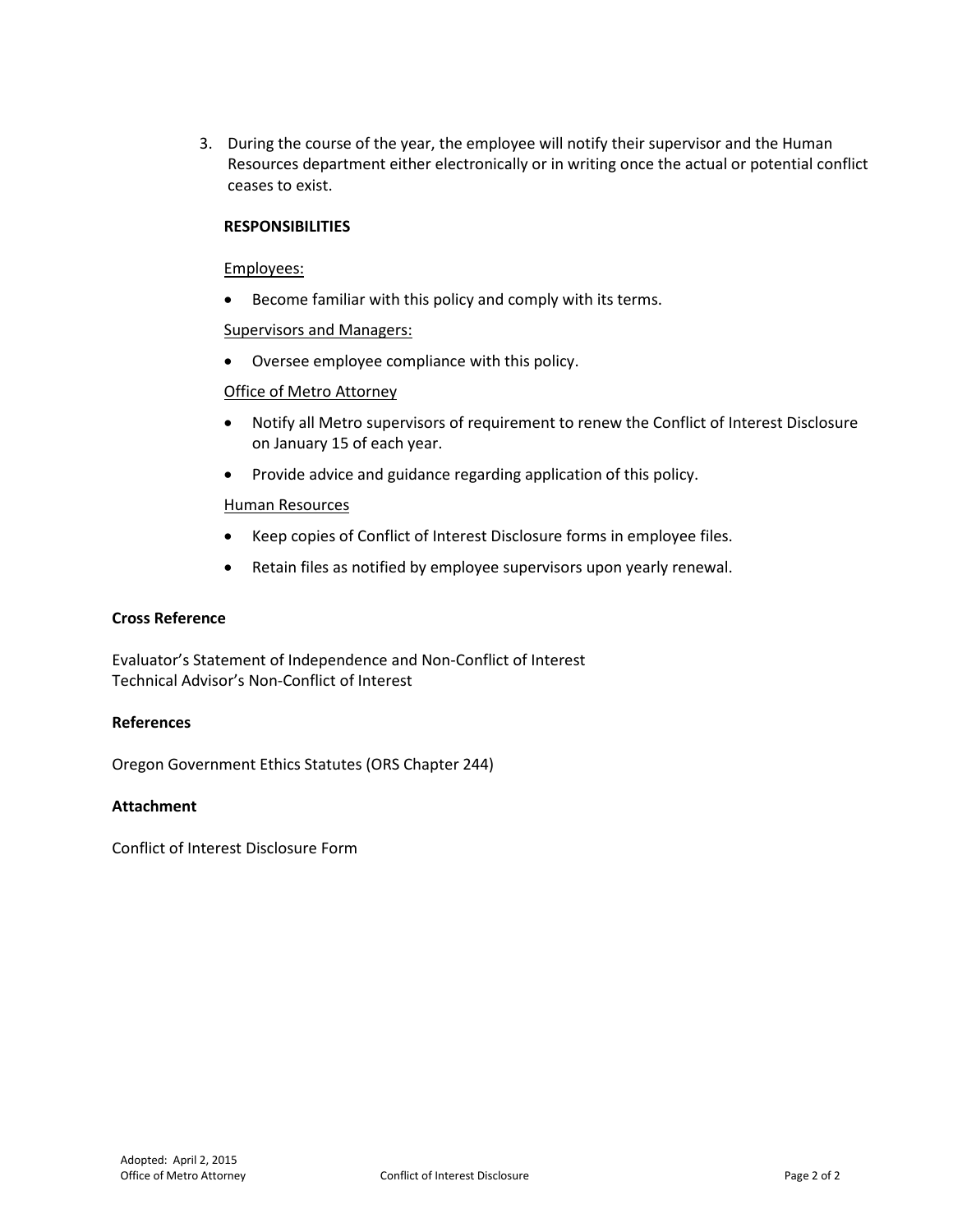3. During the course of the year, the employee will notify their supervisor and the Human Resources department either electronically or in writing once the actual or potential conflict ceases to exist.

**RESPONSIBILITIES**

Employees:

- Become familiar with this policy and comply with its terms.

Supervisors and Managers:

- Oversee employee compliance with this policy.

Office of Metro Attorney

- Notify all Metro supervisors of requirement to renew the Conflict of Interest Disclosure on January 15 of each year.
- Provide advice and guidance regarding application of this policy.

Human Resources

- Keep copies of Conflict of Interest Disclosure forms in employee files.
- Retain files as notified by employee supervisors upon yearly renewal.

**Cross Reference**

Evaluator's Statement of Independence and Non-Conflict of Interest
Technical Advisor's Non-Conflict of Interest

**References**

Oregon Government Ethics Statutes (ORS Chapter 244)

**Attachment**

Conflict of Interest Disclosure Form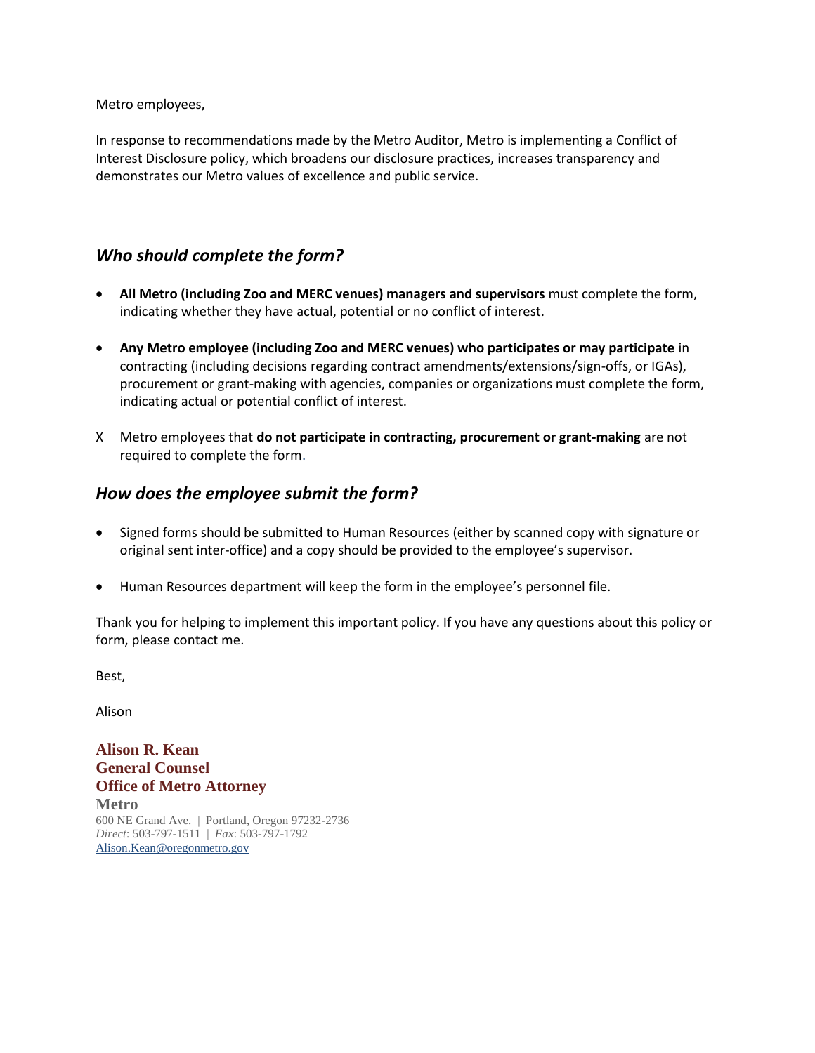Metro employees,

In response to recommendations made by the Metro Auditor, Metro is implementing a Conflict of Interest Disclosure policy, which broadens our disclosure practices, increases transparency and demonstrates our Metro values of excellence and public service.

## *Who should complete the form?*

- **All Metro (including Zoo and MERC venues) managers and supervisors** must complete the form, indicating whether they have actual, potential or no conflict of interest.
- **Any Metro employee (including Zoo and MERC venues) who participates or may participate** in contracting (including decisions regarding contract amendments/extensions/sign-offs, or IGAs), procurement or grant-making with agencies, companies or organizations must complete the form, indicating actual or potential conflict of interest.

X Metro employees that **do not participate in contracting, procurement or grant-making** are not required to complete the form.

## *How does the employee submit the form?*

- Signed forms should be submitted to Human Resources (either by scanned copy with signature or original sent inter-office) and a copy should be provided to the employee's supervisor.
- Human Resources department will keep the form in the employee's personnel file.

Thank you for helping to implement this important policy. If you have any questions about this policy or form, please contact me.

Best,

Alison

**Alison R. Kean**
**General Counsel**
**Office of Metro Attorney**
**Metro**
600 NE Grand Ave. | Portland, Oregon 97232-2736
*Direct*: 503-797-1511 | *Fax*: 503-797-1792
Alison.Kean@oregonmetro.gov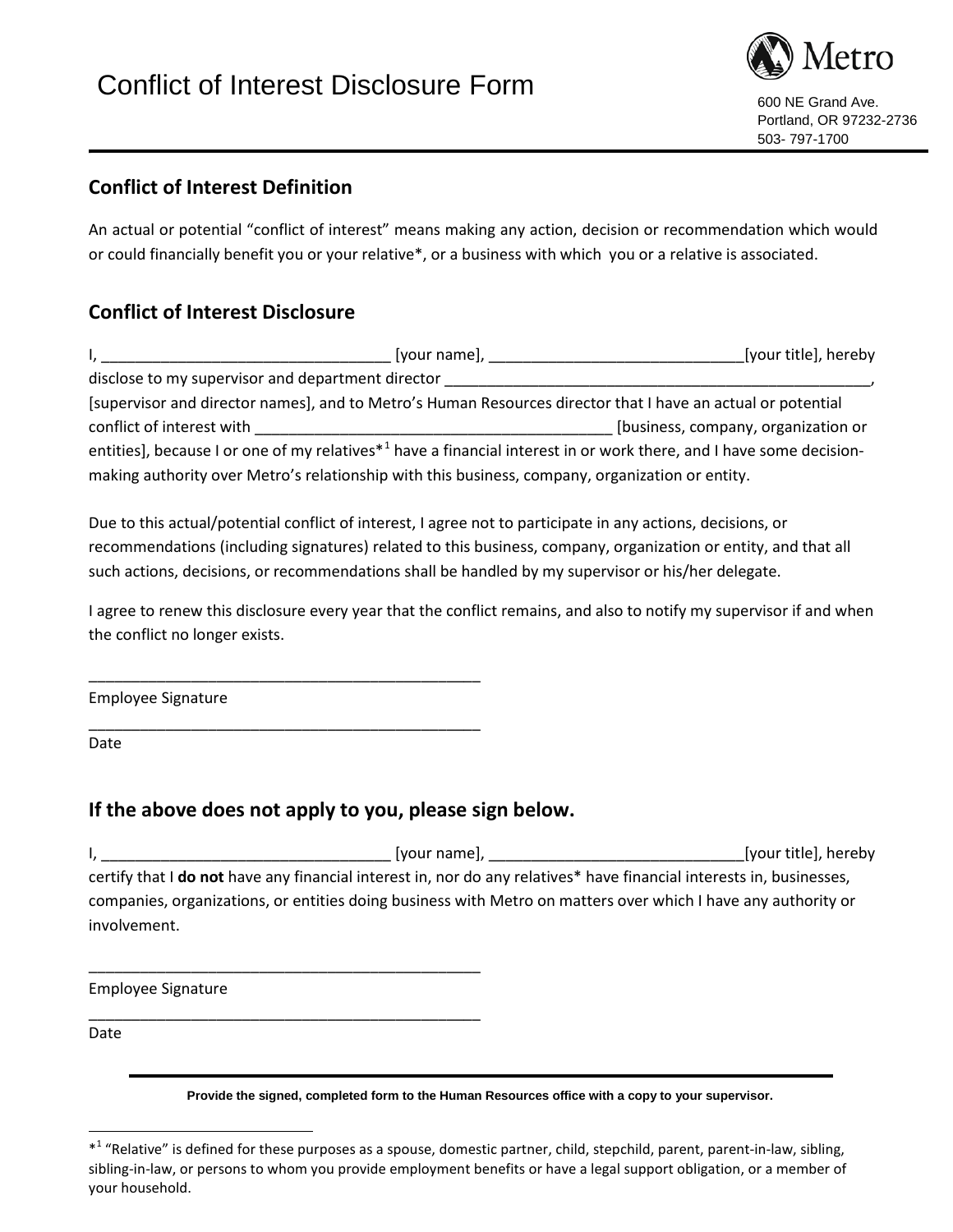# Conflict of Interest Disclosure Form

Metro

600 NE Grand Ave.
Portland, OR 97232-2736
503- 797-1700

## Conflict of Interest Definition

An actual or potential “conflict of interest” means making any action, decision or recommendation which would or could financially benefit you or your relative*, or a business with which you or a relative is associated.

## Conflict of Interest Disclosure

I, __________________________________ [your name], ______________________________[your title], hereby disclose to my supervisor and department director _____________________________________________________, [supervisor and director names], and to Metro’s Human Resources director that I have an actual or potential conflict of interest with ___________________________________________ [business, company, organization or entities], because I or one of my relatives*[1] have a financial interest in or work there, and I have some decision-making authority over Metro’s relationship with this business, company, organization or entity.

Due to this actual/potential conflict of interest, I agree not to participate in any actions, decisions, or recommendations (including signatures) related to this business, company, organization or entity, and that all such actions, decisions, or recommendations shall be handled by my supervisor or his/her delegate.

I agree to renew this disclosure every year that the conflict remains, and also to notify my supervisor if and when the conflict no longer exists.

________________________________________________
Employee Signature

________________________________________________
Date

## If the above does not apply to you, please sign below.

I, __________________________________ [your name], ______________________________[your title], hereby certify that I **do not** have any financial interest in, nor do any relatives* have financial interests in, businesses, companies, organizations, or entities doing business with Metro on matters over which I have any authority or involvement.

________________________________________________
Employee Signature

________________________________________________
Date

**Provide the signed, completed form to the Human Resources office with a copy to your supervisor.**

*[1] “Relative” is defined for these purposes as a spouse, domestic partner, child, stepchild, parent, parent-in-law, sibling, sibling-in-law, or persons to whom you provide employment benefits or have a legal support obligation, or a member of your household.